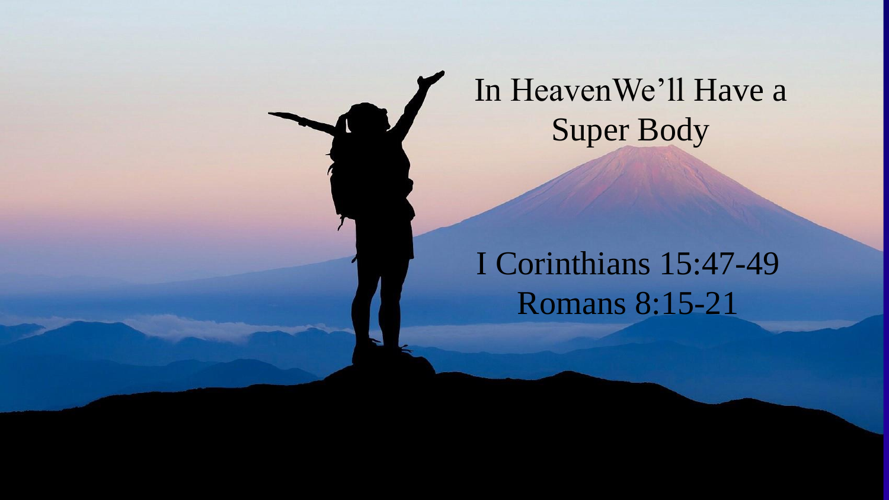# In HeavenWe’ll Have a Super Body

I Corinthians 15:47-49
Romans 8:15-21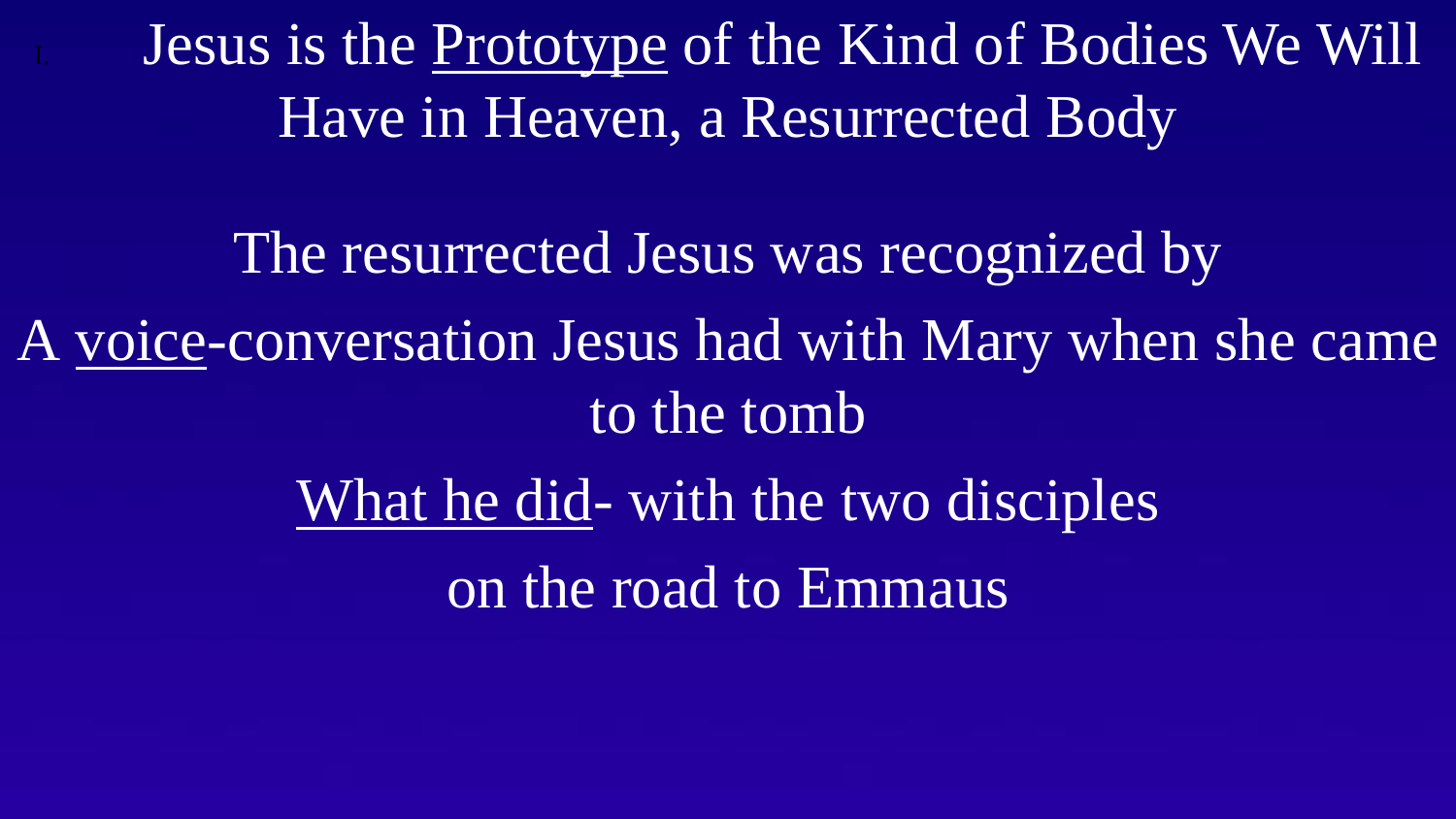I. Jesus is the <u>Prototype</u> of the Kind of Bodies We Will Have in Heaven, a Resurrected Body

The resurrected Jesus was recognized by

A <u>voice</u>-conversation Jesus had with Mary when she came to the tomb

<u>What he did</u>- with the two disciples on the road to Emmaus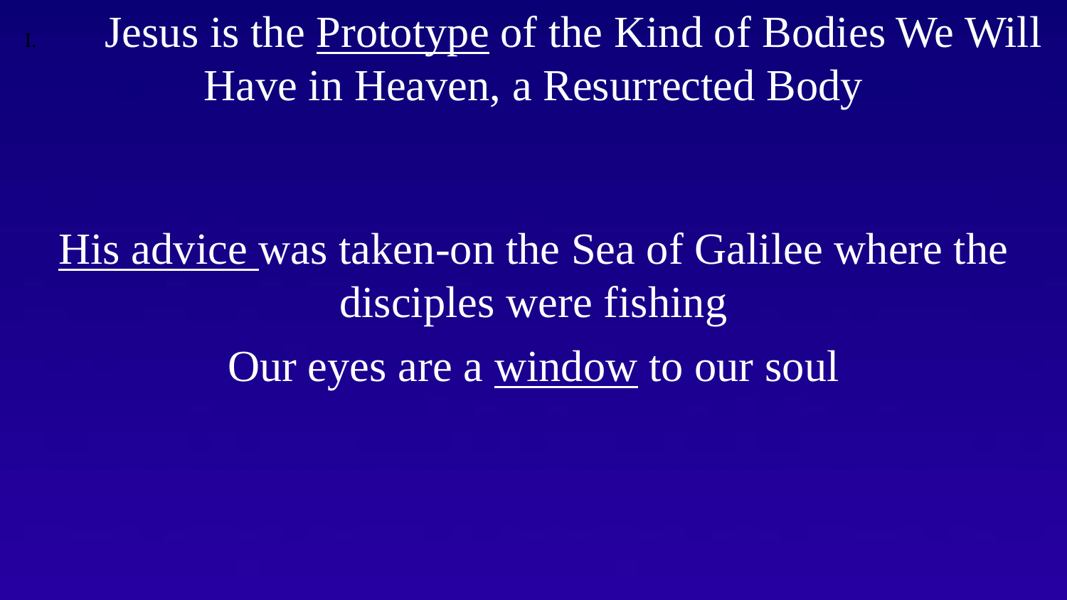I. Jesus is the <u>Prototype</u> of the Kind of Bodies We Will Have in Heaven, a Resurrected Body

<u>His advice</u> was taken-on the Sea of Galilee where the disciples were fishing

Our eyes are a <u>window</u> to our soul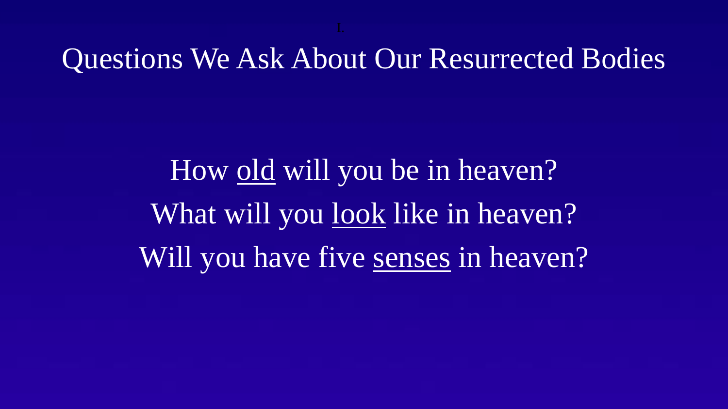I.

# Questions We Ask About Our Resurrected Bodies

How <u>old</u> will you be in heaven?

What will you <u>look</u> like in heaven?

Will you have five <u>senses</u> in heaven?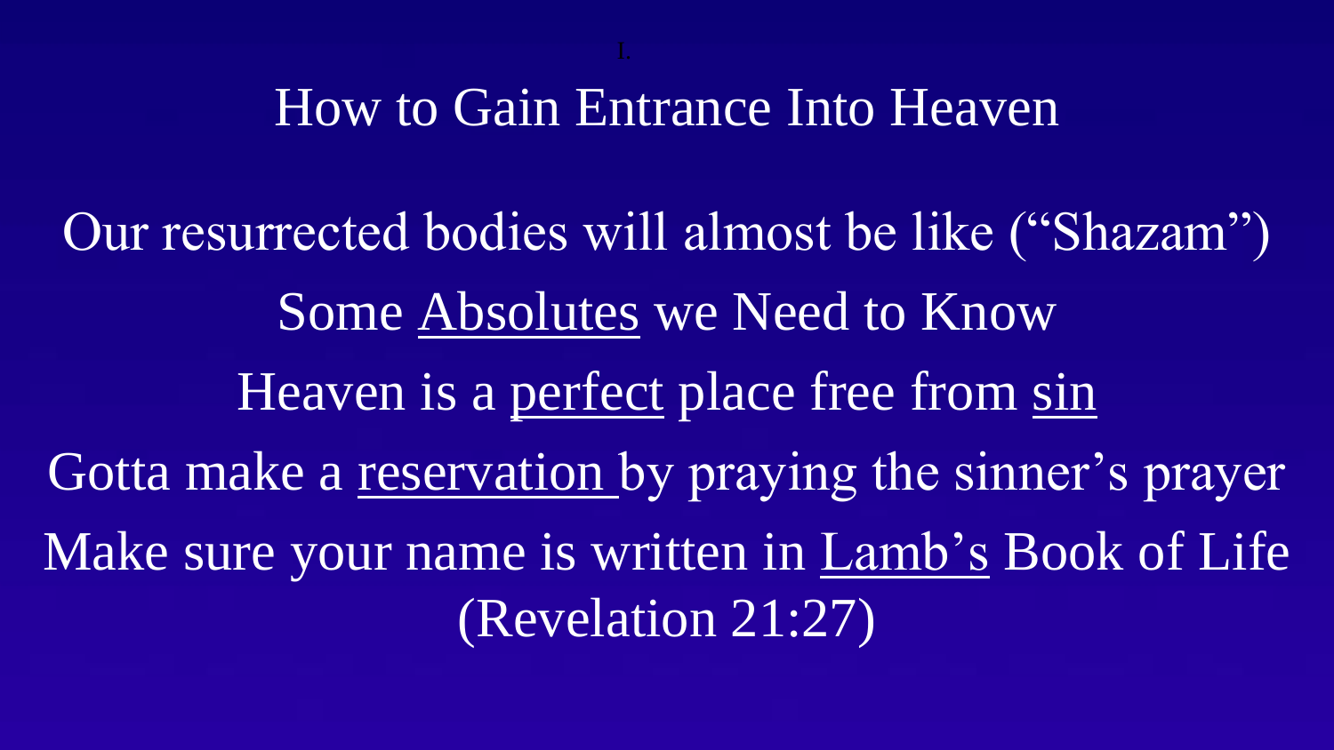I.

# How to Gain Entrance Into Heaven

Our resurrected bodies will almost be like ("Shazam")

Some Absolutes we Need to Know

Heaven is a perfect place free from sin

Gotta make a reservation by praying the sinner's prayer

Make sure your name is written in Lamb's Book of Life (Revelation 21:27)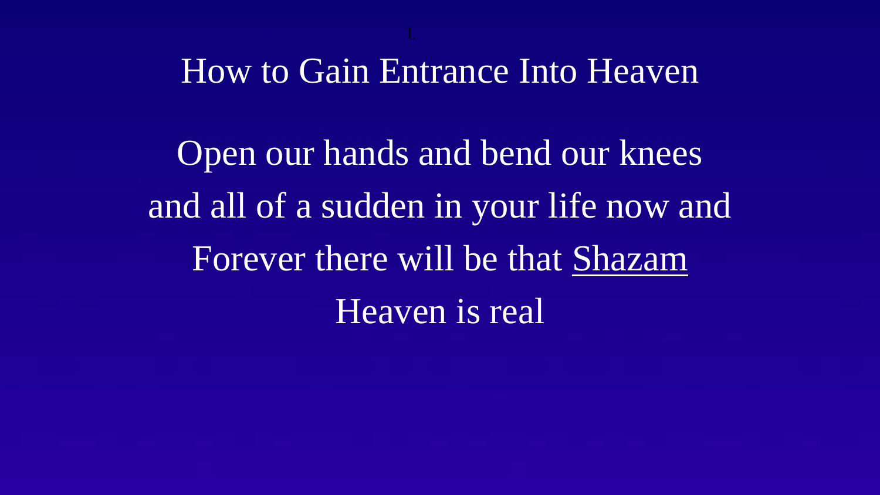I.

# How to Gain Entrance Into Heaven

Open our hands and bend our knees

and all of a sudden in your life now and

Forever there will be that <u>Shazam</u>

Heaven is real